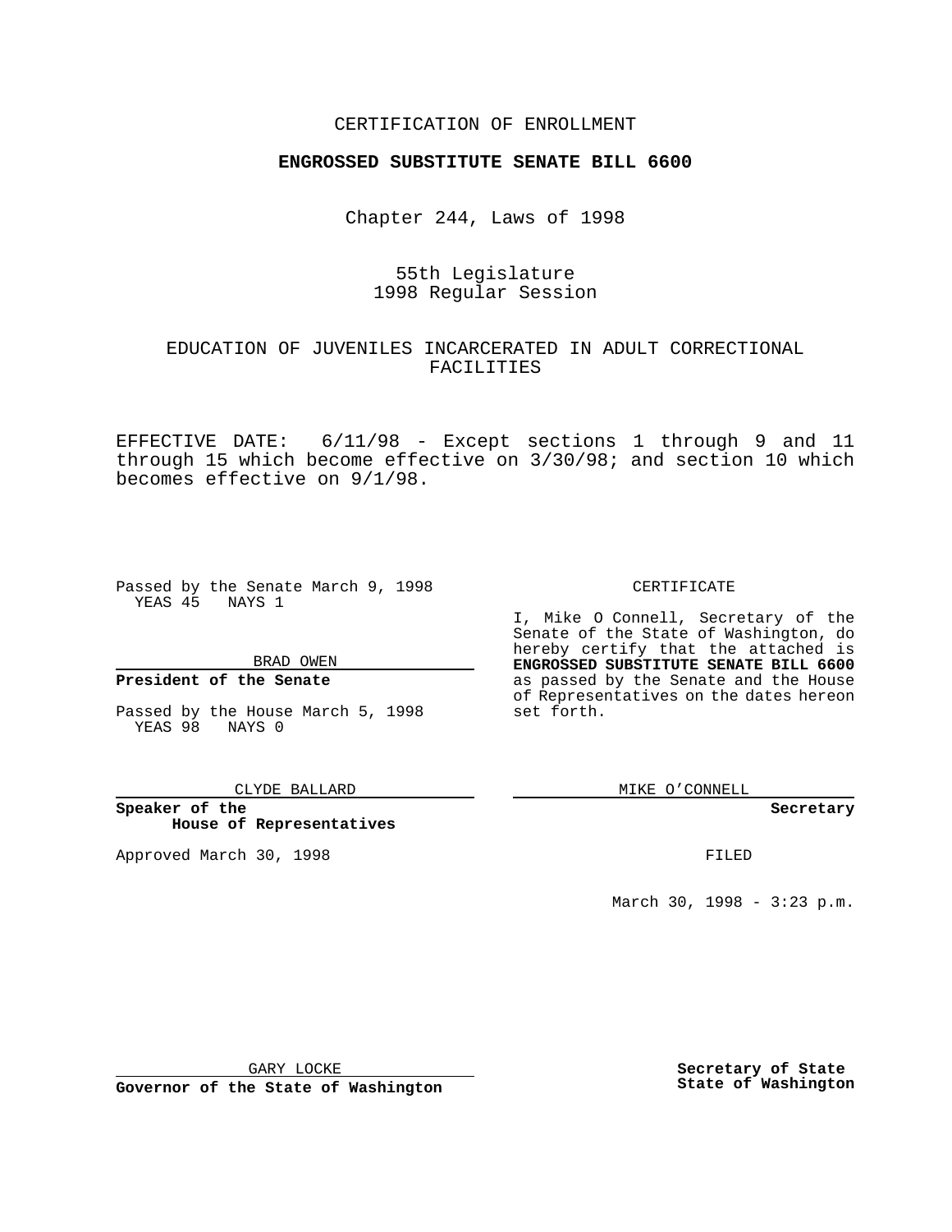CERTIFICATION OF ENROLLMENT

**ENGROSSED SUBSTITUTE SENATE BILL 6600**

Chapter 244, Laws of 1998

55th Legislature
1998 Regular Session

EDUCATION OF JUVENILES INCARCERATED IN ADULT CORRECTIONAL FACILITIES

EFFECTIVE DATE: 6/11/98 - Except sections 1 through 9 and 11 through 15 which become effective on 3/30/98; and section 10 which becomes effective on 9/1/98.

Passed by the Senate March 9, 1998
YEAS 45 NAYS 1

BRAD OWEN

**President of the Senate**

Passed by the House March 5, 1998
YEAS 98 NAYS 0

CLYDE BALLARD

**Speaker of the House of Representatives**

Approved March 30, 1998

GARY LOCKE

**Governor of the State of Washington**

CERTIFICATE

I, Mike O Connell, Secretary of the Senate of the State of Washington, do hereby certify that the attached is **ENGROSSED SUBSTITUTE SENATE BILL 6600** as passed by the Senate and the House of Representatives on the dates hereon set forth.

MIKE O'CONNELL

**Secretary**

FILED

March 30, 1998 - 3:23 p.m.

**Secretary of State**
**State of Washington**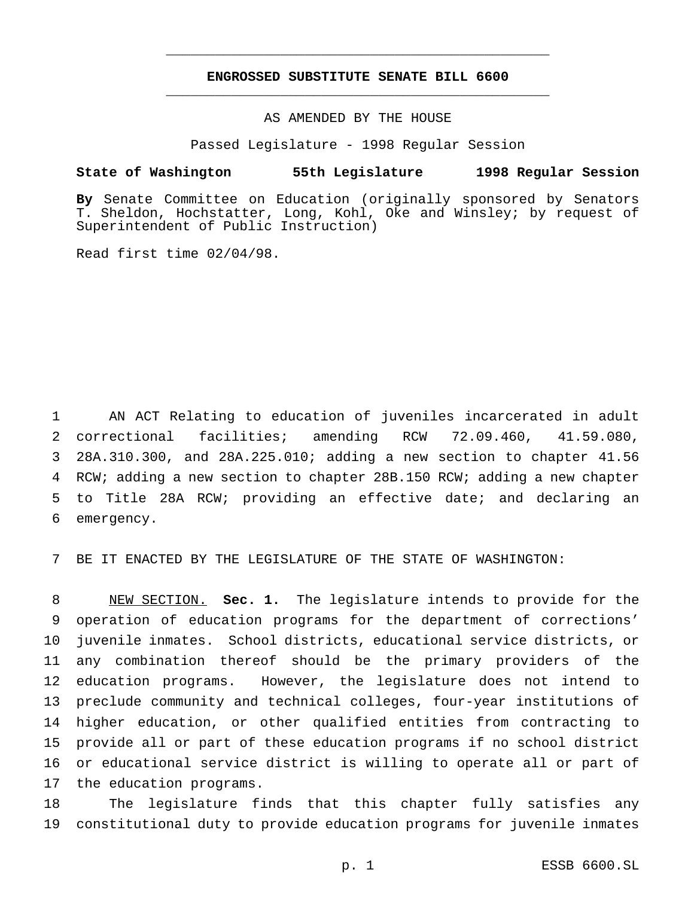# ENGROSSED SUBSTITUTE SENATE BILL 6600

AS AMENDED BY THE HOUSE

Passed Legislature - 1998 Regular Session

**State of Washington 55th Legislature 1998 Regular Session**

**By** Senate Committee on Education (originally sponsored by Senators T. Sheldon, Hochstatter, Long, Kohl, Oke and Winsley; by request of Superintendent of Public Instruction)

Read first time 02/04/98.

AN ACT Relating to education of juveniles incarcerated in adult correctional facilities; amending RCW 72.09.460, 41.59.080, 28A.310.300, and 28A.225.010; adding a new section to chapter 41.56 RCW; adding a new section to chapter 28B.150 RCW; adding a new chapter to Title 28A RCW; providing an effective date; and declaring an emergency.

BE IT ENACTED BY THE LEGISLATURE OF THE STATE OF WASHINGTON:

NEW SECTION. **Sec. 1.** The legislature intends to provide for the operation of education programs for the department of corrections' juvenile inmates. School districts, educational service districts, or any combination thereof should be the primary providers of the education programs. However, the legislature does not intend to preclude community and technical colleges, four-year institutions of higher education, or other qualified entities from contracting to provide all or part of these education programs if no school district or educational service district is willing to operate all or part of the education programs.

The legislature finds that this chapter fully satisfies any constitutional duty to provide education programs for juvenile inmates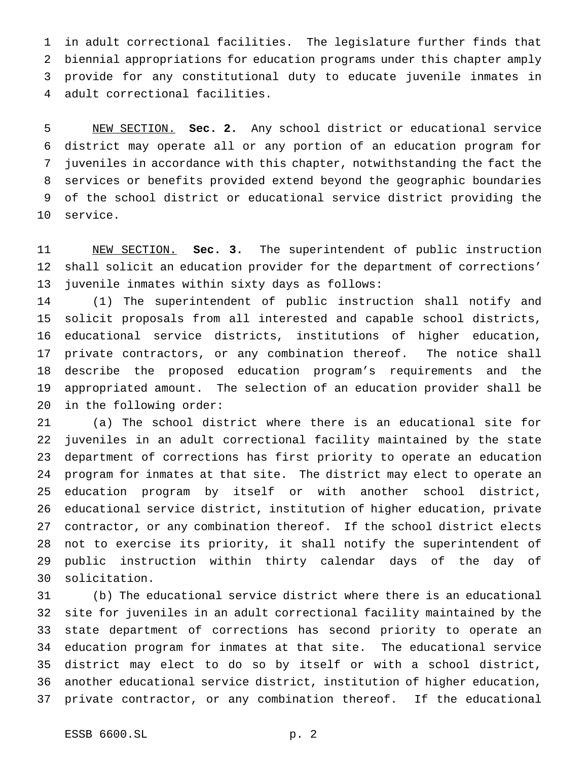in adult correctional facilities. The legislature further finds that biennial appropriations for education programs under this chapter amply provide for any constitutional duty to educate juvenile inmates in adult correctional facilities.

NEW SECTION. **Sec. 2.** Any school district or educational service district may operate all or any portion of an education program for juveniles in accordance with this chapter, notwithstanding the fact the services or benefits provided extend beyond the geographic boundaries of the school district or educational service district providing the service.

NEW SECTION. **Sec. 3.** The superintendent of public instruction shall solicit an education provider for the department of corrections' juvenile inmates within sixty days as follows:

(1) The superintendent of public instruction shall notify and solicit proposals from all interested and capable school districts, educational service districts, institutions of higher education, private contractors, or any combination thereof. The notice shall describe the proposed education program's requirements and the appropriated amount. The selection of an education provider shall be in the following order:

(a) The school district where there is an educational site for juveniles in an adult correctional facility maintained by the state department of corrections has first priority to operate an education program for inmates at that site. The district may elect to operate an education program by itself or with another school district, educational service district, institution of higher education, private contractor, or any combination thereof. If the school district elects not to exercise its priority, it shall notify the superintendent of public instruction within thirty calendar days of the day of solicitation.

(b) The educational service district where there is an educational site for juveniles in an adult correctional facility maintained by the state department of corrections has second priority to operate an education program for inmates at that site. The educational service district may elect to do so by itself or with a school district, another educational service district, institution of higher education, private contractor, or any combination thereof. If the educational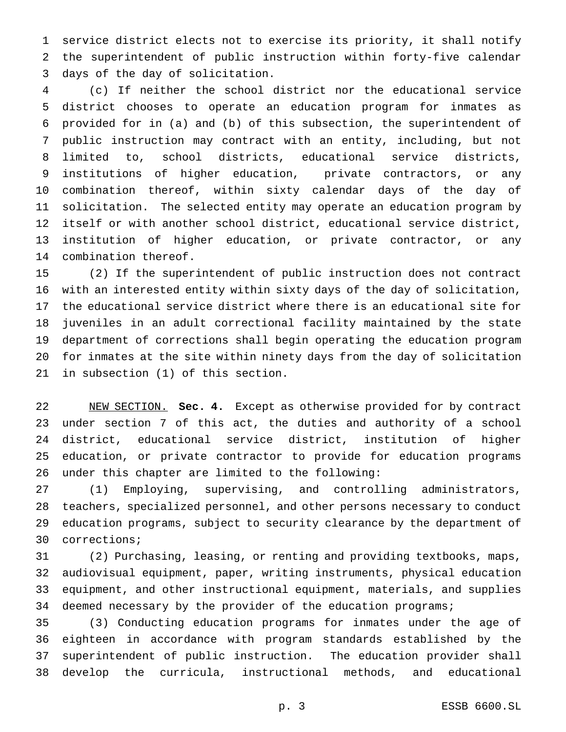service district elects not to exercise its priority, it shall notify the superintendent of public instruction within forty-five calendar days of the day of solicitation.

(c) If neither the school district nor the educational service district chooses to operate an education program for inmates as provided for in (a) and (b) of this subsection, the superintendent of public instruction may contract with an entity, including, but not limited to, school districts, educational service districts, institutions of higher education, private contractors, or any combination thereof, within sixty calendar days of the day of solicitation. The selected entity may operate an education program by itself or with another school district, educational service district, institution of higher education, or private contractor, or any combination thereof.

(2) If the superintendent of public instruction does not contract with an interested entity within sixty days of the day of solicitation, the educational service district where there is an educational site for juveniles in an adult correctional facility maintained by the state department of corrections shall begin operating the education program for inmates at the site within ninety days from the day of solicitation in subsection (1) of this section.

NEW SECTION. **Sec. 4.** Except as otherwise provided for by contract under section 7 of this act, the duties and authority of a school district, educational service district, institution of higher education, or private contractor to provide for education programs under this chapter are limited to the following:

(1) Employing, supervising, and controlling administrators, teachers, specialized personnel, and other persons necessary to conduct education programs, subject to security clearance by the department of corrections;

(2) Purchasing, leasing, or renting and providing textbooks, maps, audiovisual equipment, paper, writing instruments, physical education equipment, and other instructional equipment, materials, and supplies deemed necessary by the provider of the education programs;

(3) Conducting education programs for inmates under the age of eighteen in accordance with program standards established by the superintendent of public instruction. The education provider shall develop the curricula, instructional methods, and educational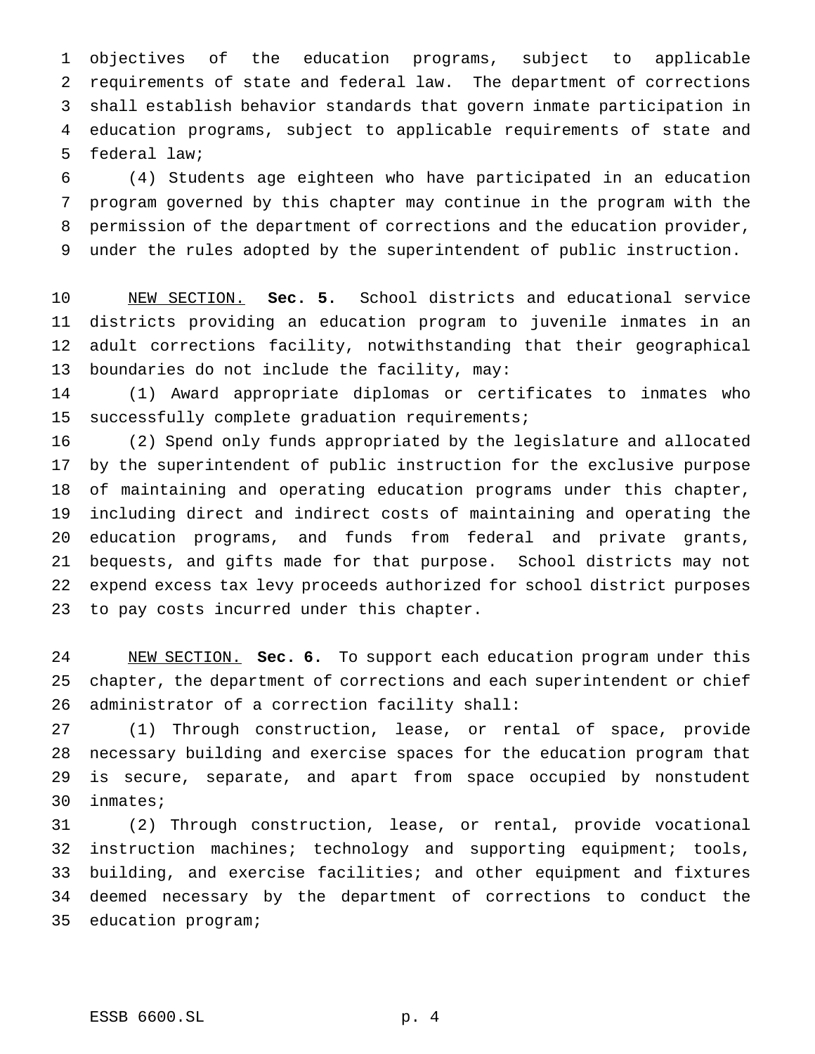objectives of the education programs, subject to applicable requirements of state and federal law. The department of corrections shall establish behavior standards that govern inmate participation in education programs, subject to applicable requirements of state and federal law;

(4) Students age eighteen who have participated in an education program governed by this chapter may continue in the program with the permission of the department of corrections and the education provider, under the rules adopted by the superintendent of public instruction.

NEW SECTION. **Sec. 5.** School districts and educational service districts providing an education program to juvenile inmates in an adult corrections facility, notwithstanding that their geographical boundaries do not include the facility, may:

(1) Award appropriate diplomas or certificates to inmates who successfully complete graduation requirements;

(2) Spend only funds appropriated by the legislature and allocated by the superintendent of public instruction for the exclusive purpose of maintaining and operating education programs under this chapter, including direct and indirect costs of maintaining and operating the education programs, and funds from federal and private grants, bequests, and gifts made for that purpose. School districts may not expend excess tax levy proceeds authorized for school district purposes to pay costs incurred under this chapter.

NEW SECTION. **Sec. 6.** To support each education program under this chapter, the department of corrections and each superintendent or chief administrator of a correction facility shall:

(1) Through construction, lease, or rental of space, provide necessary building and exercise spaces for the education program that is secure, separate, and apart from space occupied by nonstudent inmates;

(2) Through construction, lease, or rental, provide vocational instruction machines; technology and supporting equipment; tools, building, and exercise facilities; and other equipment and fixtures deemed necessary by the department of corrections to conduct the education program;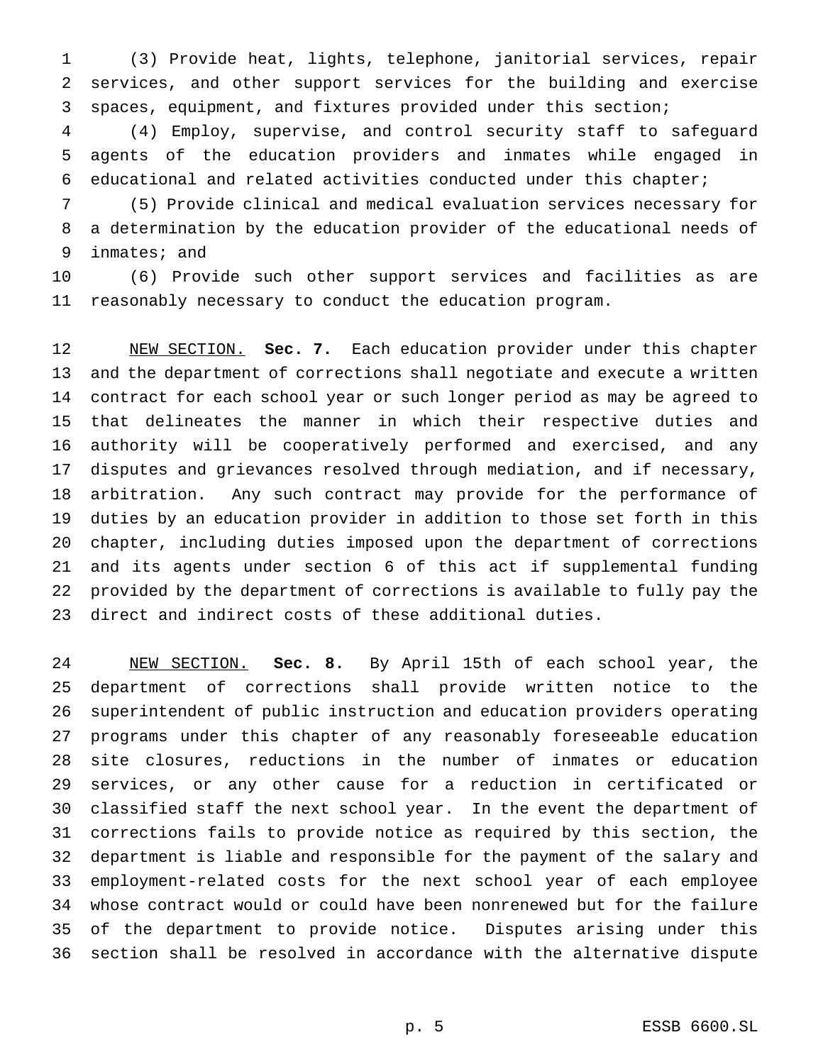(3) Provide heat, lights, telephone, janitorial services, repair services, and other support services for the building and exercise spaces, equipment, and fixtures provided under this section;

(4) Employ, supervise, and control security staff to safeguard agents of the education providers and inmates while engaged in educational and related activities conducted under this chapter;

(5) Provide clinical and medical evaluation services necessary for a determination by the education provider of the educational needs of inmates; and

(6) Provide such other support services and facilities as are reasonably necessary to conduct the education program.

NEW SECTION. **Sec. 7.** Each education provider under this chapter and the department of corrections shall negotiate and execute a written contract for each school year or such longer period as may be agreed to that delineates the manner in which their respective duties and authority will be cooperatively performed and exercised, and any disputes and grievances resolved through mediation, and if necessary, arbitration. Any such contract may provide for the performance of duties by an education provider in addition to those set forth in this chapter, including duties imposed upon the department of corrections and its agents under section 6 of this act if supplemental funding provided by the department of corrections is available to fully pay the direct and indirect costs of these additional duties.

NEW SECTION. **Sec. 8.** By April 15th of each school year, the department of corrections shall provide written notice to the superintendent of public instruction and education providers operating programs under this chapter of any reasonably foreseeable education site closures, reductions in the number of inmates or education services, or any other cause for a reduction in certificated or classified staff the next school year. In the event the department of corrections fails to provide notice as required by this section, the department is liable and responsible for the payment of the salary and employment-related costs for the next school year of each employee whose contract would or could have been nonrenewed but for the failure of the department to provide notice. Disputes arising under this section shall be resolved in accordance with the alternative dispute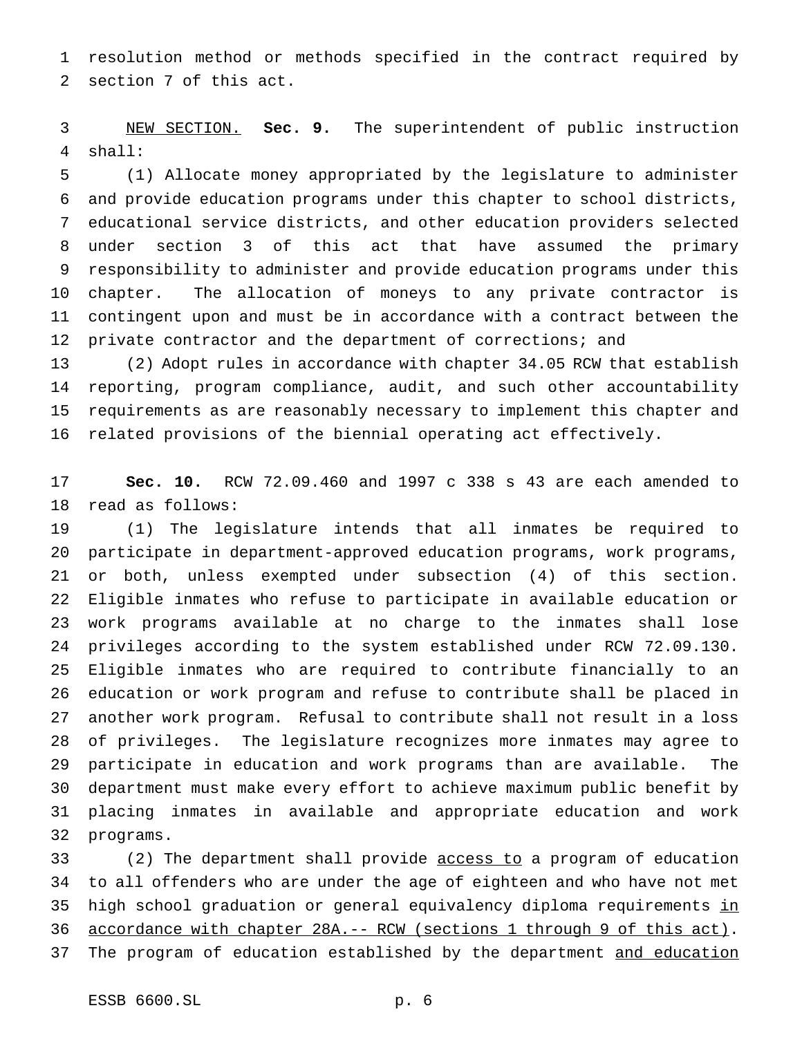resolution method or methods specified in the contract required by section 7 of this act.

NEW SECTION. **Sec. 9.** The superintendent of public instruction shall:

(1) Allocate money appropriated by the legislature to administer and provide education programs under this chapter to school districts, educational service districts, and other education providers selected under section 3 of this act that have assumed the primary responsibility to administer and provide education programs under this chapter. The allocation of moneys to any private contractor is contingent upon and must be in accordance with a contract between the private contractor and the department of corrections; and

(2) Adopt rules in accordance with chapter 34.05 RCW that establish reporting, program compliance, audit, and such other accountability requirements as are reasonably necessary to implement this chapter and related provisions of the biennial operating act effectively.

**Sec. 10.** RCW 72.09.460 and 1997 c 338 s 43 are each amended to read as follows:

(1) The legislature intends that all inmates be required to participate in department-approved education programs, work programs, or both, unless exempted under subsection (4) of this section. Eligible inmates who refuse to participate in available education or work programs available at no charge to the inmates shall lose privileges according to the system established under RCW 72.09.130. Eligible inmates who are required to contribute financially to an education or work program and refuse to contribute shall be placed in another work program. Refusal to contribute shall not result in a loss of privileges. The legislature recognizes more inmates may agree to participate in education and work programs than are available. The department must make every effort to achieve maximum public benefit by placing inmates in available and appropriate education and work programs.

(2) The department shall provide access to a program of education to all offenders who are under the age of eighteen and who have not met high school graduation or general equivalency diploma requirements in accordance with chapter 28A.-- RCW (sections 1 through 9 of this act). The program of education established by the department and education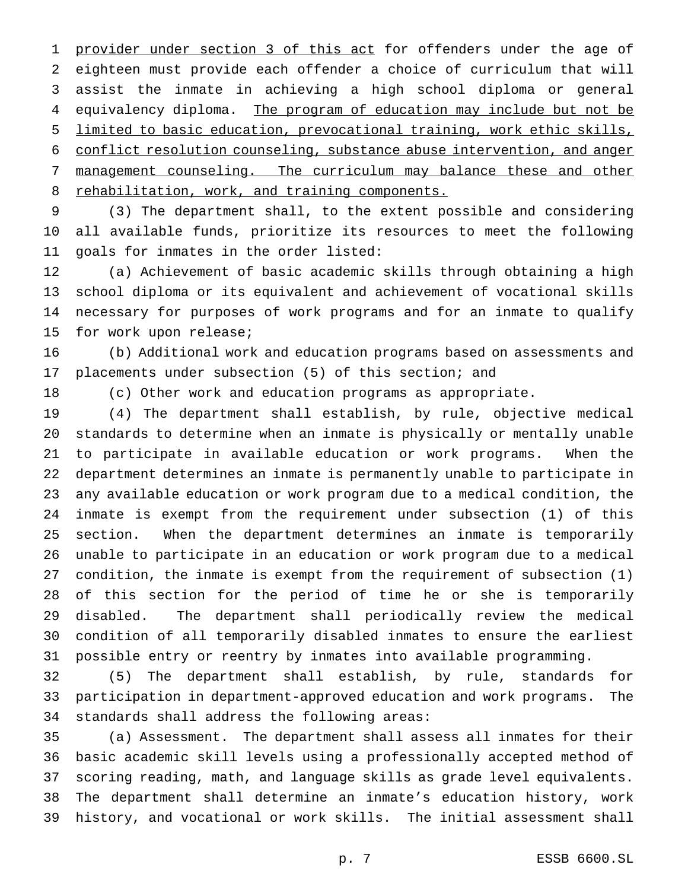provider under section 3 of this act for offenders under the age of eighteen must provide each offender a choice of curriculum that will assist the inmate in achieving a high school diploma or general equivalency diploma. The program of education may include but not be limited to basic education, prevocational training, work ethic skills, conflict resolution counseling, substance abuse intervention, and anger management counseling. The curriculum may balance these and other rehabilitation, work, and training components.

(3) The department shall, to the extent possible and considering all available funds, prioritize its resources to meet the following goals for inmates in the order listed:

(a) Achievement of basic academic skills through obtaining a high school diploma or its equivalent and achievement of vocational skills necessary for purposes of work programs and for an inmate to qualify for work upon release;

(b) Additional work and education programs based on assessments and placements under subsection (5) of this section; and

(c) Other work and education programs as appropriate.

(4) The department shall establish, by rule, objective medical standards to determine when an inmate is physically or mentally unable to participate in available education or work programs. When the department determines an inmate is permanently unable to participate in any available education or work program due to a medical condition, the inmate is exempt from the requirement under subsection (1) of this section. When the department determines an inmate is temporarily unable to participate in an education or work program due to a medical condition, the inmate is exempt from the requirement of subsection (1) of this section for the period of time he or she is temporarily disabled. The department shall periodically review the medical condition of all temporarily disabled inmates to ensure the earliest possible entry or reentry by inmates into available programming.

(5) The department shall establish, by rule, standards for participation in department-approved education and work programs. The standards shall address the following areas:

(a) Assessment. The department shall assess all inmates for their basic academic skill levels using a professionally accepted method of scoring reading, math, and language skills as grade level equivalents. The department shall determine an inmate's education history, work history, and vocational or work skills. The initial assessment shall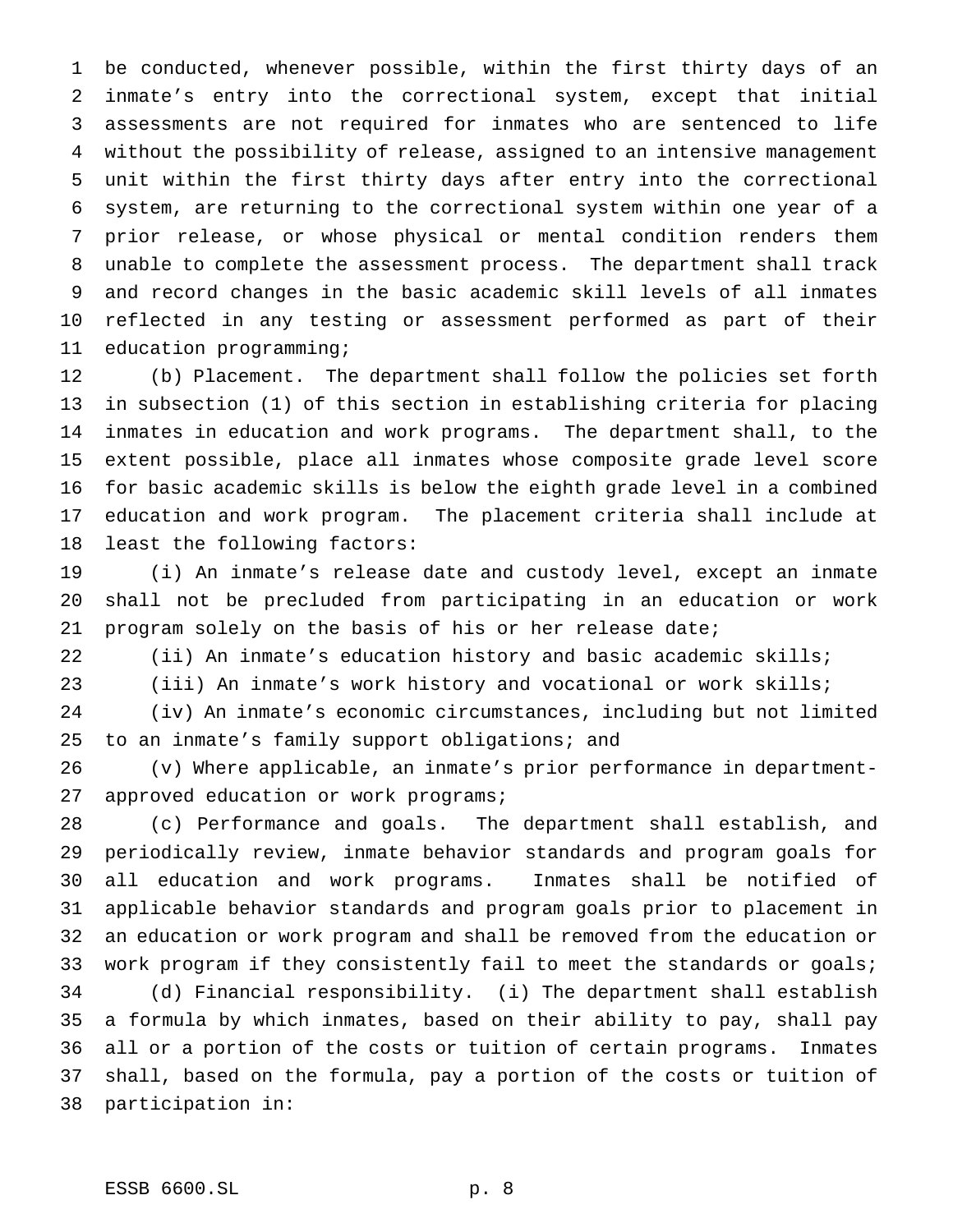be conducted, whenever possible, within the first thirty days of an inmate's entry into the correctional system, except that initial assessments are not required for inmates who are sentenced to life without the possibility of release, assigned to an intensive management unit within the first thirty days after entry into the correctional system, are returning to the correctional system within one year of a prior release, or whose physical or mental condition renders them unable to complete the assessment process. The department shall track and record changes in the basic academic skill levels of all inmates reflected in any testing or assessment performed as part of their education programming;

(b) Placement. The department shall follow the policies set forth in subsection (1) of this section in establishing criteria for placing inmates in education and work programs. The department shall, to the extent possible, place all inmates whose composite grade level score for basic academic skills is below the eighth grade level in a combined education and work program. The placement criteria shall include at least the following factors:

(i) An inmate's release date and custody level, except an inmate shall not be precluded from participating in an education or work program solely on the basis of his or her release date;

(ii) An inmate's education history and basic academic skills;

(iii) An inmate's work history and vocational or work skills;

(iv) An inmate's economic circumstances, including but not limited to an inmate's family support obligations; and

(v) Where applicable, an inmate's prior performance in department-approved education or work programs;

(c) Performance and goals. The department shall establish, and periodically review, inmate behavior standards and program goals for all education and work programs. Inmates shall be notified of applicable behavior standards and program goals prior to placement in an education or work program and shall be removed from the education or work program if they consistently fail to meet the standards or goals;

(d) Financial responsibility. (i) The department shall establish a formula by which inmates, based on their ability to pay, shall pay all or a portion of the costs or tuition of certain programs. Inmates shall, based on the formula, pay a portion of the costs or tuition of participation in: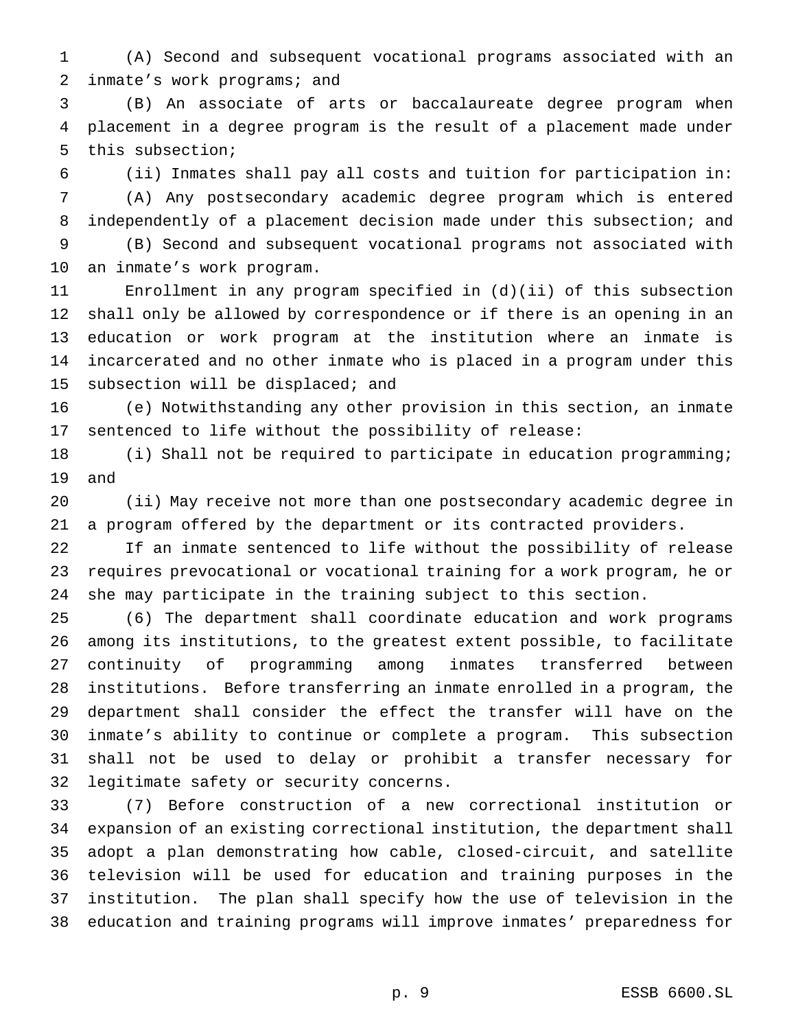(A) Second and subsequent vocational programs associated with an inmate's work programs; and

(B) An associate of arts or baccalaureate degree program when placement in a degree program is the result of a placement made under this subsection;

(ii) Inmates shall pay all costs and tuition for participation in:

(A) Any postsecondary academic degree program which is entered independently of a placement decision made under this subsection; and

(B) Second and subsequent vocational programs not associated with an inmate's work program.

Enrollment in any program specified in (d)(ii) of this subsection shall only be allowed by correspondence or if there is an opening in an education or work program at the institution where an inmate is incarcerated and no other inmate who is placed in a program under this subsection will be displaced; and

(e) Notwithstanding any other provision in this section, an inmate sentenced to life without the possibility of release:

(i) Shall not be required to participate in education programming; and

(ii) May receive not more than one postsecondary academic degree in a program offered by the department or its contracted providers.

If an inmate sentenced to life without the possibility of release requires prevocational or vocational training for a work program, he or she may participate in the training subject to this section.

(6) The department shall coordinate education and work programs among its institutions, to the greatest extent possible, to facilitate continuity of programming among inmates transferred between institutions. Before transferring an inmate enrolled in a program, the department shall consider the effect the transfer will have on the inmate's ability to continue or complete a program. This subsection shall not be used to delay or prohibit a transfer necessary for legitimate safety or security concerns.

(7) Before construction of a new correctional institution or expansion of an existing correctional institution, the department shall adopt a plan demonstrating how cable, closed-circuit, and satellite television will be used for education and training purposes in the institution. The plan shall specify how the use of television in the education and training programs will improve inmates' preparedness for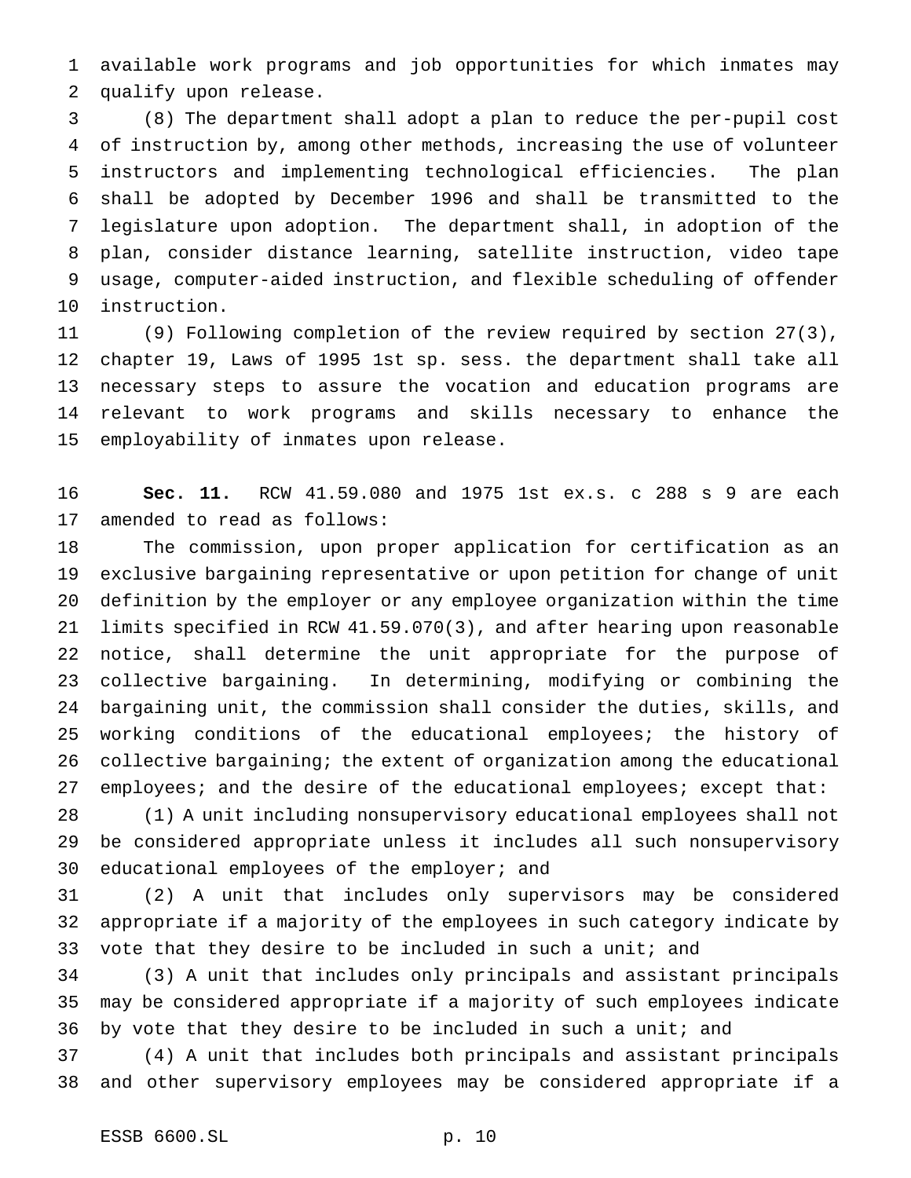available work programs and job opportunities for which inmates may qualify upon release.

(8) The department shall adopt a plan to reduce the per-pupil cost of instruction by, among other methods, increasing the use of volunteer instructors and implementing technological efficiencies. The plan shall be adopted by December 1996 and shall be transmitted to the legislature upon adoption. The department shall, in adoption of the plan, consider distance learning, satellite instruction, video tape usage, computer-aided instruction, and flexible scheduling of offender instruction.

(9) Following completion of the review required by section 27(3), chapter 19, Laws of 1995 1st sp. sess. the department shall take all necessary steps to assure the vocation and education programs are relevant to work programs and skills necessary to enhance the employability of inmates upon release.

**Sec. 11.** RCW 41.59.080 and 1975 1st ex.s. c 288 s 9 are each amended to read as follows:

The commission, upon proper application for certification as an exclusive bargaining representative or upon petition for change of unit definition by the employer or any employee organization within the time limits specified in RCW 41.59.070(3), and after hearing upon reasonable notice, shall determine the unit appropriate for the purpose of collective bargaining. In determining, modifying or combining the bargaining unit, the commission shall consider the duties, skills, and working conditions of the educational employees; the history of collective bargaining; the extent of organization among the educational employees; and the desire of the educational employees; except that:

(1) A unit including nonsupervisory educational employees shall not be considered appropriate unless it includes all such nonsupervisory educational employees of the employer; and

(2) A unit that includes only supervisors may be considered appropriate if a majority of the employees in such category indicate by vote that they desire to be included in such a unit; and

(3) A unit that includes only principals and assistant principals may be considered appropriate if a majority of such employees indicate by vote that they desire to be included in such a unit; and

(4) A unit that includes both principals and assistant principals and other supervisory employees may be considered appropriate if a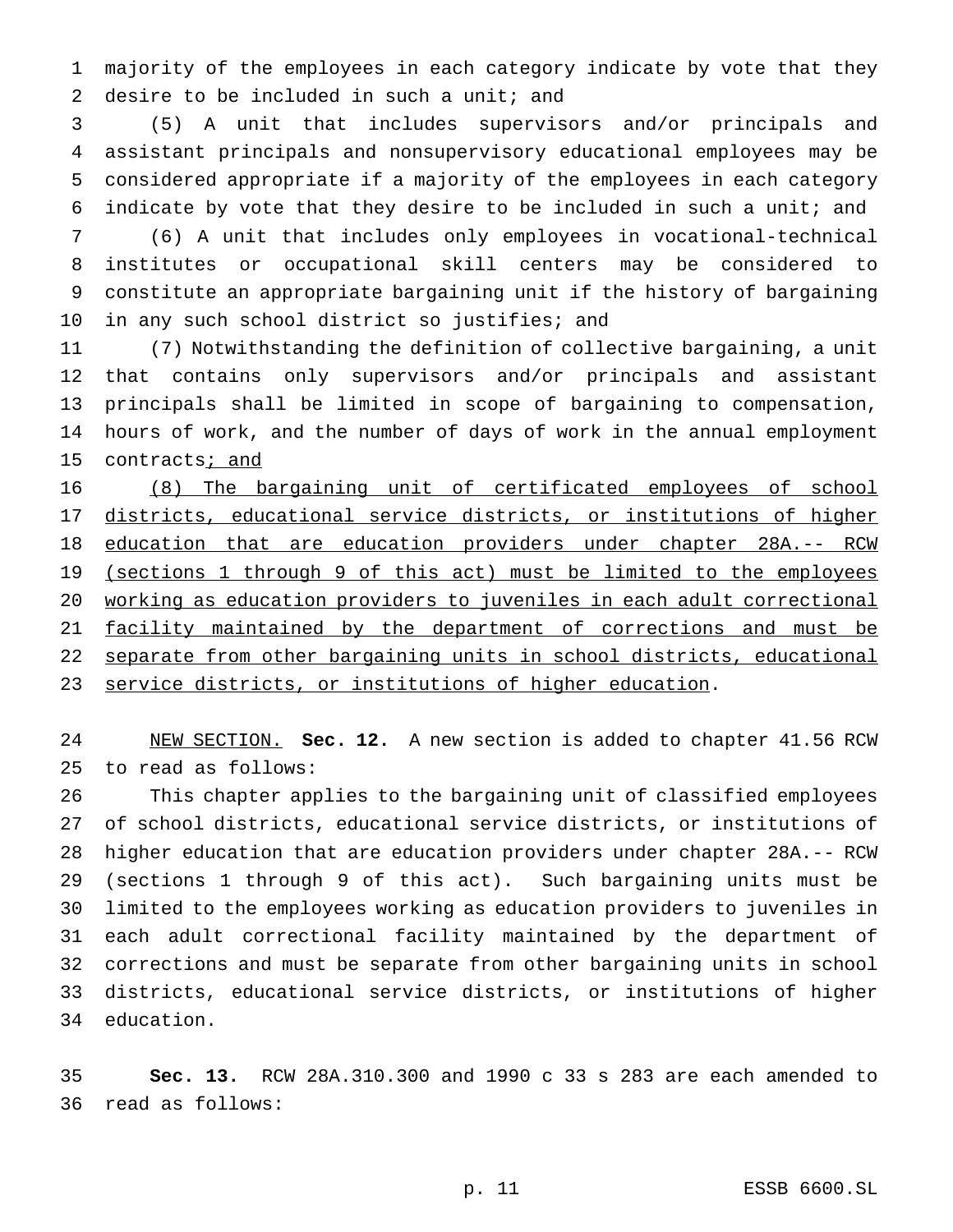majority of the employees in each category indicate by vote that they desire to be included in such a unit; and

(5) A unit that includes supervisors and/or principals and assistant principals and nonsupervisory educational employees may be considered appropriate if a majority of the employees in each category indicate by vote that they desire to be included in such a unit; and

(6) A unit that includes only employees in vocational-technical institutes or occupational skill centers may be considered to constitute an appropriate bargaining unit if the history of bargaining in any such school district so justifies; and

(7) Notwithstanding the definition of collective bargaining, a unit that contains only supervisors and/or principals and assistant principals shall be limited in scope of bargaining to compensation, hours of work, and the number of days of work in the annual employment contracts<u>; and</u>

<u>(8) The bargaining unit of certificated employees of school districts, educational service districts, or institutions of higher education that are education providers under chapter 28A.-- RCW (sections 1 through 9 of this act) must be limited to the employees working as education providers to juveniles in each adult correctional facility maintained by the department of corrections and must be separate from other bargaining units in school districts, educational service districts, or institutions of higher education</u>.

<u>NEW SECTION.</u> **Sec. 12.** A new section is added to chapter 41.56 RCW to read as follows:

This chapter applies to the bargaining unit of classified employees of school districts, educational service districts, or institutions of higher education that are education providers under chapter 28A.-- RCW (sections 1 through 9 of this act). Such bargaining units must be limited to the employees working as education providers to juveniles in each adult correctional facility maintained by the department of corrections and must be separate from other bargaining units in school districts, educational service districts, or institutions of higher education.

**Sec. 13.** RCW 28A.310.300 and 1990 c 33 s 283 are each amended to read as follows: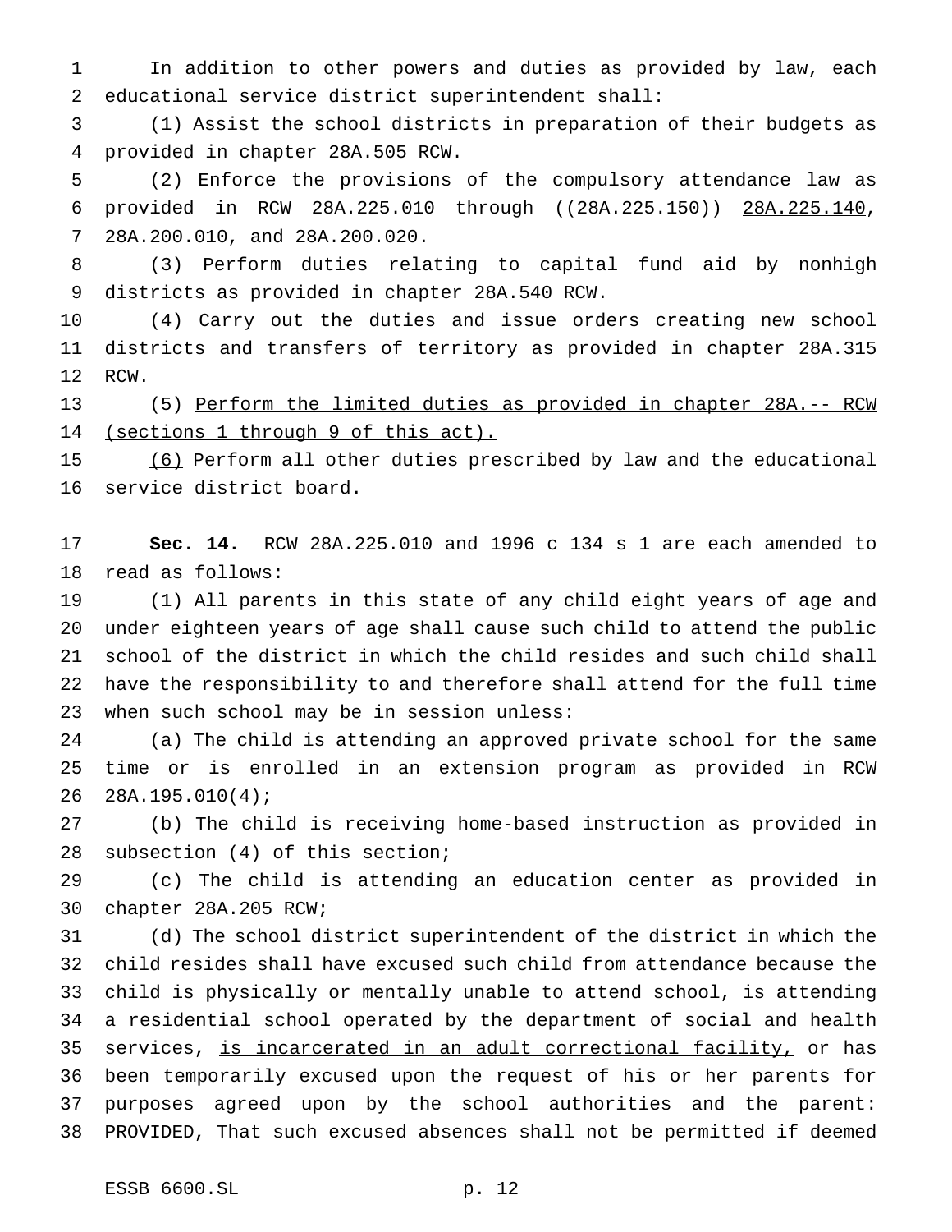In addition to other powers and duties as provided by law, each educational service district superintendent shall:

(1) Assist the school districts in preparation of their budgets as provided in chapter 28A.505 RCW.

(2) Enforce the provisions of the compulsory attendance law as provided in RCW 28A.225.010 through ((~~28A.225.150~~)) <u>28A.225.140</u>, 28A.200.010, and 28A.200.020.

(3) Perform duties relating to capital fund aid by nonhigh districts as provided in chapter 28A.540 RCW.

(4) Carry out the duties and issue orders creating new school districts and transfers of territory as provided in chapter 28A.315 RCW.

(5) <u>Perform the limited duties as provided in chapter 28A.-- RCW (sections 1 through 9 of this act).</u>

<u>(6)</u> Perform all other duties prescribed by law and the educational service district board.

**Sec. 14.** RCW 28A.225.010 and 1996 c 134 s 1 are each amended to read as follows:

(1) All parents in this state of any child eight years of age and under eighteen years of age shall cause such child to attend the public school of the district in which the child resides and such child shall have the responsibility to and therefore shall attend for the full time when such school may be in session unless:

(a) The child is attending an approved private school for the same time or is enrolled in an extension program as provided in RCW 28A.195.010(4);

(b) The child is receiving home-based instruction as provided in subsection (4) of this section;

(c) The child is attending an education center as provided in chapter 28A.205 RCW;

(d) The school district superintendent of the district in which the child resides shall have excused such child from attendance because the child is physically or mentally unable to attend school, is attending a residential school operated by the department of social and health services, <u>is incarcerated in an adult correctional facility,</u> or has been temporarily excused upon the request of his or her parents for purposes agreed upon by the school authorities and the parent: PROVIDED, That such excused absences shall not be permitted if deemed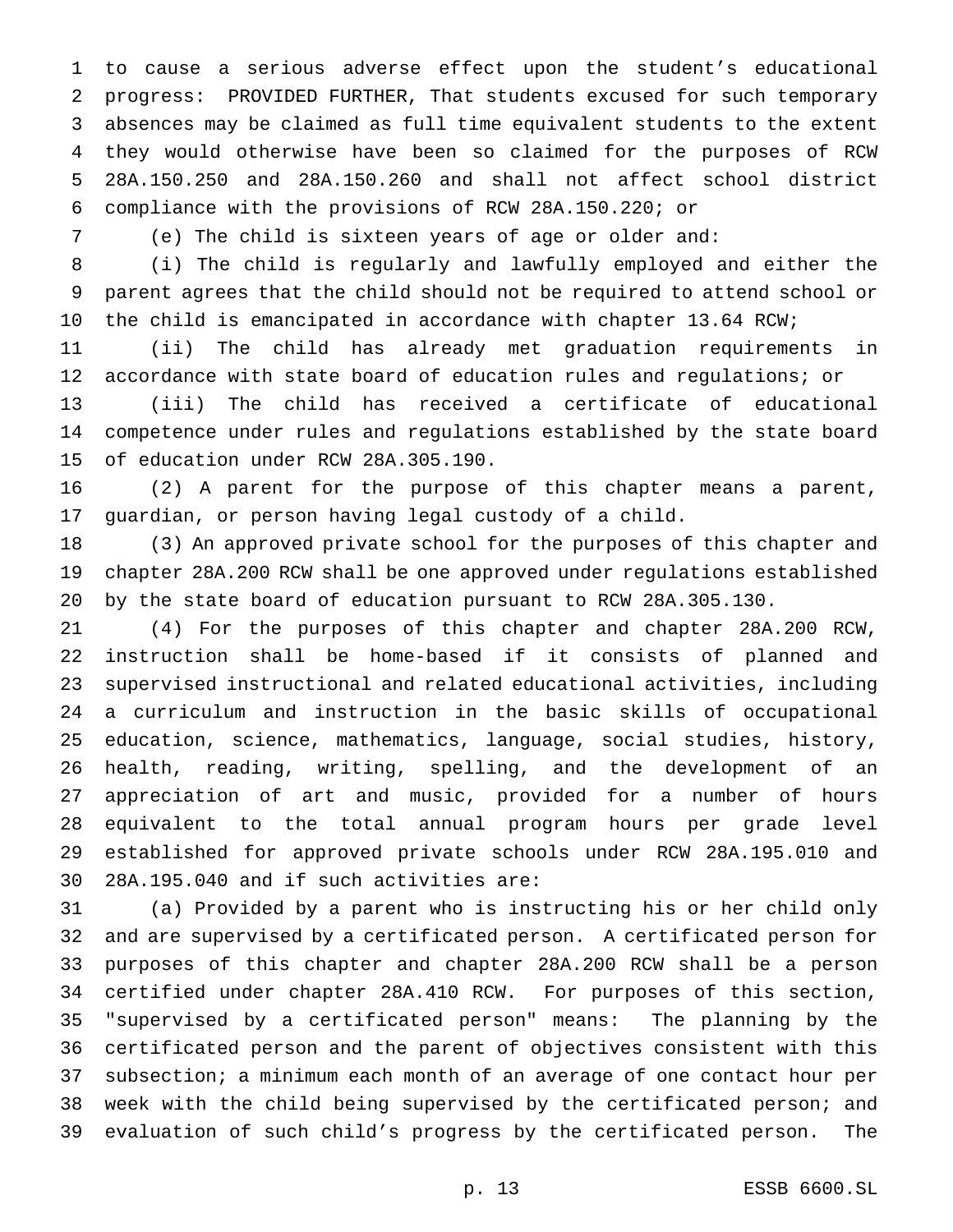to cause a serious adverse effect upon the student's educational progress: PROVIDED FURTHER, That students excused for such temporary absences may be claimed as full time equivalent students to the extent they would otherwise have been so claimed for the purposes of RCW 28A.150.250 and 28A.150.260 and shall not affect school district compliance with the provisions of RCW 28A.150.220; or

(e) The child is sixteen years of age or older and:

(i) The child is regularly and lawfully employed and either the parent agrees that the child should not be required to attend school or the child is emancipated in accordance with chapter 13.64 RCW;

(ii) The child has already met graduation requirements in accordance with state board of education rules and regulations; or

(iii) The child has received a certificate of educational competence under rules and regulations established by the state board of education under RCW 28A.305.190.

(2) A parent for the purpose of this chapter means a parent, guardian, or person having legal custody of a child.

(3) An approved private school for the purposes of this chapter and chapter 28A.200 RCW shall be one approved under regulations established by the state board of education pursuant to RCW 28A.305.130.

(4) For the purposes of this chapter and chapter 28A.200 RCW, instruction shall be home-based if it consists of planned and supervised instructional and related educational activities, including a curriculum and instruction in the basic skills of occupational education, science, mathematics, language, social studies, history, health, reading, writing, spelling, and the development of an appreciation of art and music, provided for a number of hours equivalent to the total annual program hours per grade level established for approved private schools under RCW 28A.195.010 and 28A.195.040 and if such activities are:

(a) Provided by a parent who is instructing his or her child only and are supervised by a certificated person. A certificated person for purposes of this chapter and chapter 28A.200 RCW shall be a person certified under chapter 28A.410 RCW. For purposes of this section, "supervised by a certificated person" means: The planning by the certificated person and the parent of objectives consistent with this subsection; a minimum each month of an average of one contact hour per week with the child being supervised by the certificated person; and evaluation of such child's progress by the certificated person. The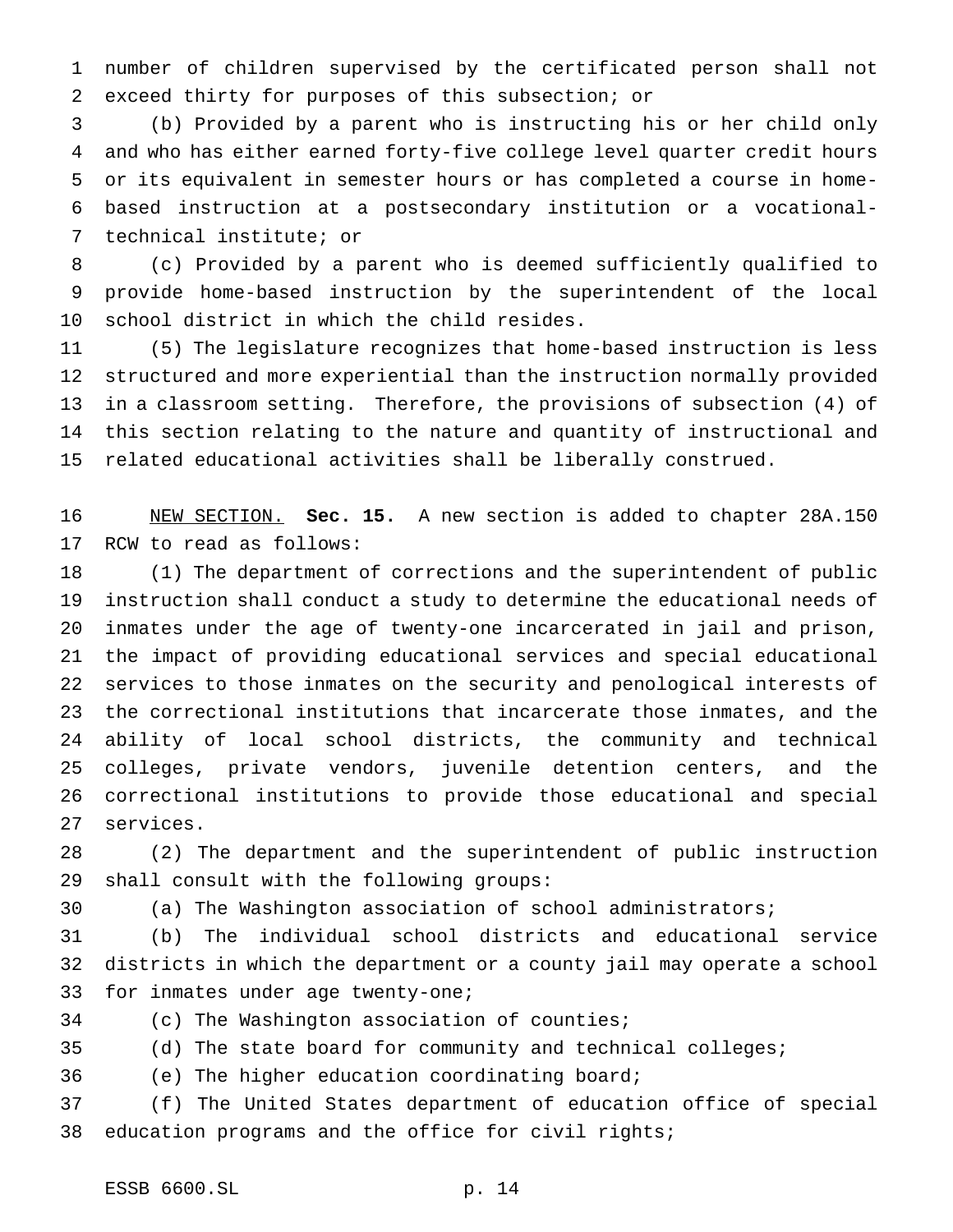number of children supervised by the certificated person shall not exceed thirty for purposes of this subsection; or

(b) Provided by a parent who is instructing his or her child only and who has either earned forty-five college level quarter credit hours or its equivalent in semester hours or has completed a course in home-based instruction at a postsecondary institution or a vocational-technical institute; or

(c) Provided by a parent who is deemed sufficiently qualified to provide home-based instruction by the superintendent of the local school district in which the child resides.

(5) The legislature recognizes that home-based instruction is less structured and more experiential than the instruction normally provided in a classroom setting. Therefore, the provisions of subsection (4) of this section relating to the nature and quantity of instructional and related educational activities shall be liberally construed.

NEW SECTION. **Sec. 15.** A new section is added to chapter 28A.150 RCW to read as follows:

(1) The department of corrections and the superintendent of public instruction shall conduct a study to determine the educational needs of inmates under the age of twenty-one incarcerated in jail and prison, the impact of providing educational services and special educational services to those inmates on the security and penological interests of the correctional institutions that incarcerate those inmates, and the ability of local school districts, the community and technical colleges, private vendors, juvenile detention centers, and the correctional institutions to provide those educational and special services.

(2) The department and the superintendent of public instruction shall consult with the following groups:

(a) The Washington association of school administrators;

(b) The individual school districts and educational service districts in which the department or a county jail may operate a school for inmates under age twenty-one;

(c) The Washington association of counties;

(d) The state board for community and technical colleges;

(e) The higher education coordinating board;

(f) The United States department of education office of special education programs and the office for civil rights;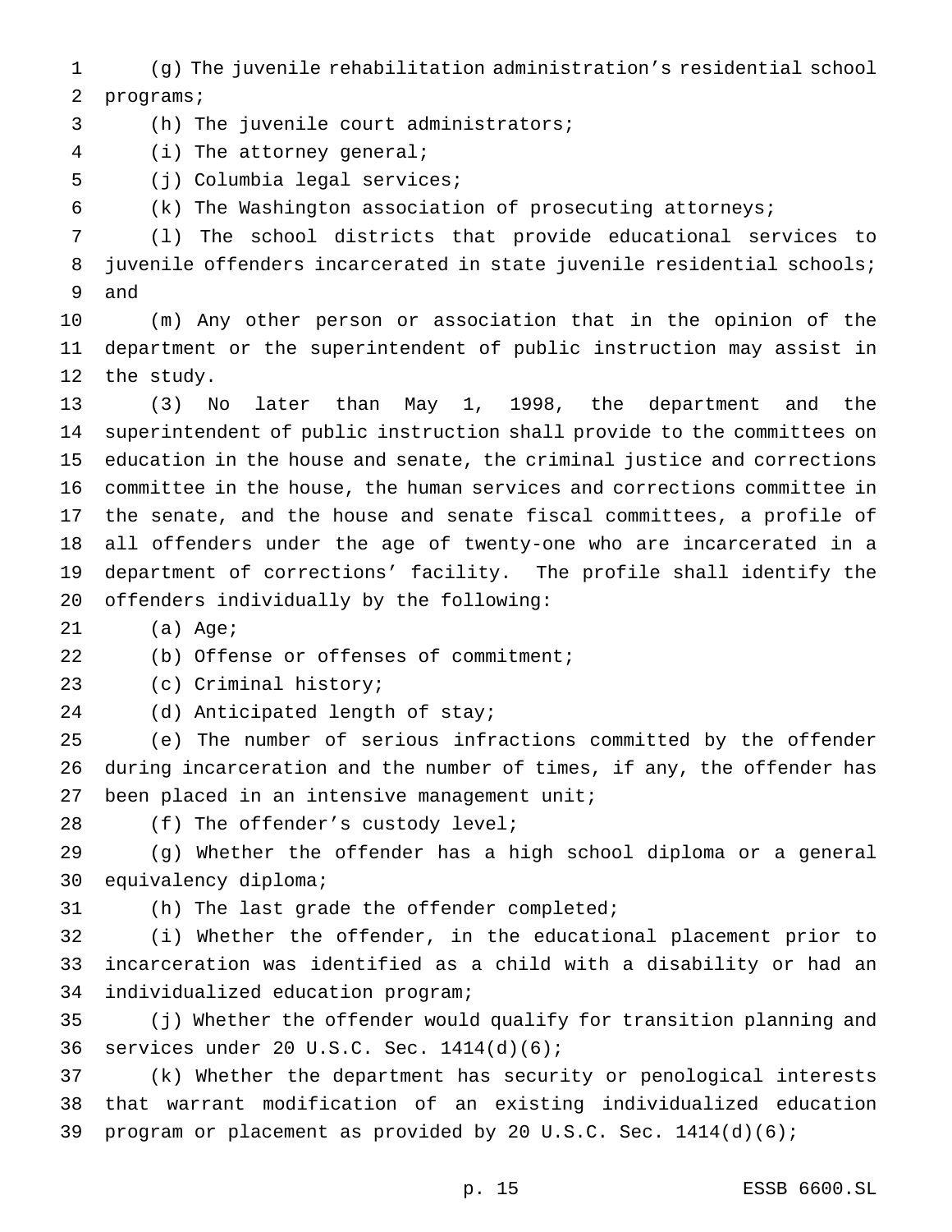(g) The juvenile rehabilitation administration's residential school programs;

(h) The juvenile court administrators;

(i) The attorney general;

(j) Columbia legal services;

(k) The Washington association of prosecuting attorneys;

(l) The school districts that provide educational services to juvenile offenders incarcerated in state juvenile residential schools; and

(m) Any other person or association that in the opinion of the department or the superintendent of public instruction may assist in the study.

(3) No later than May 1, 1998, the department and the superintendent of public instruction shall provide to the committees on education in the house and senate, the criminal justice and corrections committee in the house, the human services and corrections committee in the senate, and the house and senate fiscal committees, a profile of all offenders under the age of twenty-one who are incarcerated in a department of corrections' facility. The profile shall identify the offenders individually by the following:

(a) Age;

(b) Offense or offenses of commitment;

(c) Criminal history;

(d) Anticipated length of stay;

(e) The number of serious infractions committed by the offender during incarceration and the number of times, if any, the offender has been placed in an intensive management unit;

(f) The offender's custody level;

(g) Whether the offender has a high school diploma or a general equivalency diploma;

(h) The last grade the offender completed;

(i) Whether the offender, in the educational placement prior to incarceration was identified as a child with a disability or had an individualized education program;

(j) Whether the offender would qualify for transition planning and services under 20 U.S.C. Sec. 1414(d)(6);

(k) Whether the department has security or penological interests that warrant modification of an existing individualized education program or placement as provided by 20 U.S.C. Sec. 1414(d)(6);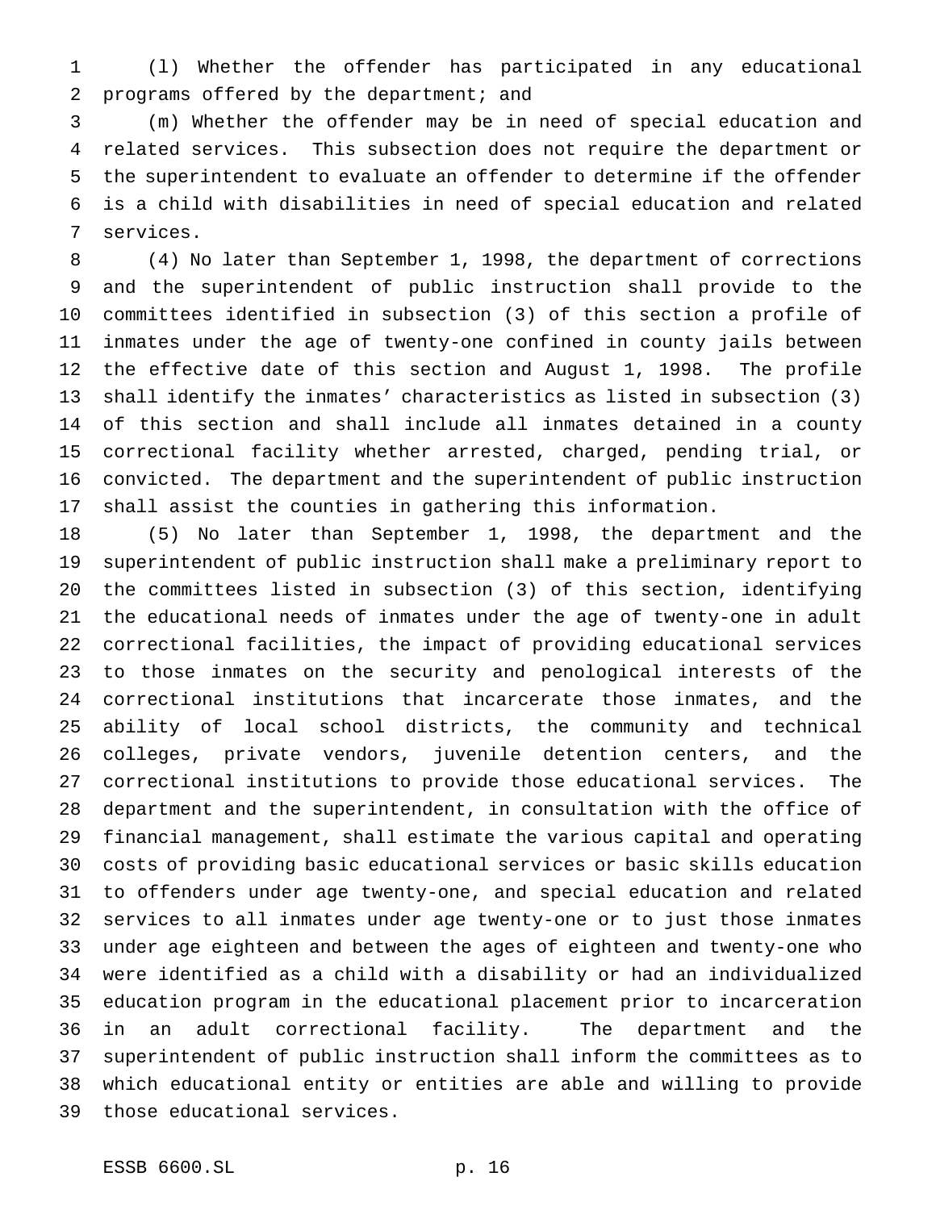(l) Whether the offender has participated in any educational programs offered by the department; and

(m) Whether the offender may be in need of special education and related services. This subsection does not require the department or the superintendent to evaluate an offender to determine if the offender is a child with disabilities in need of special education and related services.

(4) No later than September 1, 1998, the department of corrections and the superintendent of public instruction shall provide to the committees identified in subsection (3) of this section a profile of inmates under the age of twenty-one confined in county jails between the effective date of this section and August 1, 1998. The profile shall identify the inmates' characteristics as listed in subsection (3) of this section and shall include all inmates detained in a county correctional facility whether arrested, charged, pending trial, or convicted. The department and the superintendent of public instruction shall assist the counties in gathering this information.

(5) No later than September 1, 1998, the department and the superintendent of public instruction shall make a preliminary report to the committees listed in subsection (3) of this section, identifying the educational needs of inmates under the age of twenty-one in adult correctional facilities, the impact of providing educational services to those inmates on the security and penological interests of the correctional institutions that incarcerate those inmates, and the ability of local school districts, the community and technical colleges, private vendors, juvenile detention centers, and the correctional institutions to provide those educational services. The department and the superintendent, in consultation with the office of financial management, shall estimate the various capital and operating costs of providing basic educational services or basic skills education to offenders under age twenty-one, and special education and related services to all inmates under age twenty-one or to just those inmates under age eighteen and between the ages of eighteen and twenty-one who were identified as a child with a disability or had an individualized education program in the educational placement prior to incarceration in an adult correctional facility. The department and the superintendent of public instruction shall inform the committees as to which educational entity or entities are able and willing to provide those educational services.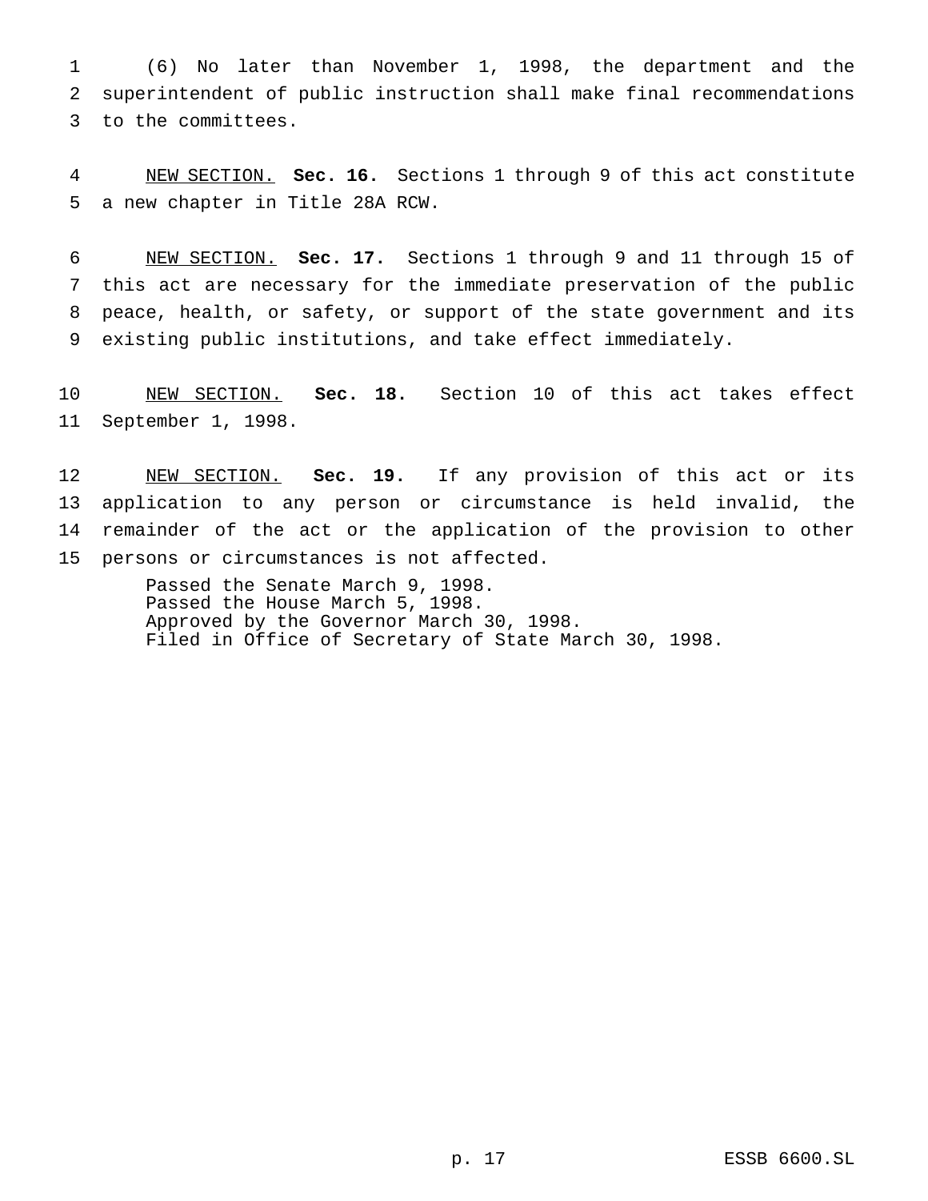(6) No later than November 1, 1998, the department and the superintendent of public instruction shall make final recommendations to the committees.

NEW SECTION. **Sec. 16.** Sections 1 through 9 of this act constitute a new chapter in Title 28A RCW.

NEW SECTION. **Sec. 17.** Sections 1 through 9 and 11 through 15 of this act are necessary for the immediate preservation of the public peace, health, or safety, or support of the state government and its existing public institutions, and take effect immediately.

NEW SECTION. **Sec. 18.** Section 10 of this act takes effect September 1, 1998.

NEW SECTION. **Sec. 19.** If any provision of this act or its application to any person or circumstance is held invalid, the remainder of the act or the application of the provision to other persons or circumstances is not affected.

Passed the Senate March 9, 1998.
Passed the House March 5, 1998.
Approved by the Governor March 30, 1998.
Filed in Office of Secretary of State March 30, 1998.